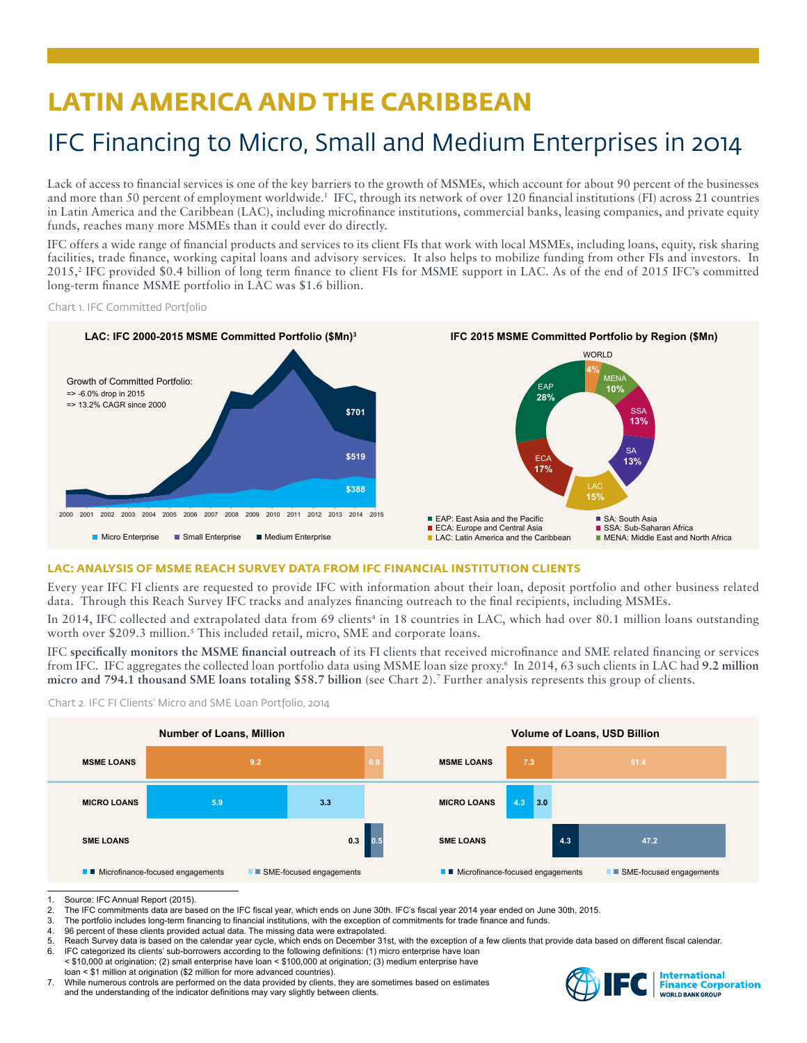# LATIN AMERICA AND THE CARIBBEAN

## IFC Financing to Micro, Small and Medium Enterprises in 2014

Lack of access to financial services is one of the key barriers to the growth of MSMEs, which account for about 90 percent of the businesses and more than 50 percent of employment worldwide.[1] IFC, through its network of over 120 financial institutions (FI) across 21 countries in Latin America and the Caribbean (LAC), including microfinance institutions, commercial banks, leasing companies, and private equity funds, reaches many more MSMEs than it could ever do directly.

IFC offers a wide range of financial products and services to its client FIs that work with local MSMEs, including loans, equity, risk sharing facilities, trade finance, working capital loans and advisory services. It also helps to mobilize funding from other FIs and investors. In 2015,[2] IFC provided $0.4 billion of long term finance to client FIs for MSME support in LAC. As of the end of 2015 IFC's committed long-term finance MSME portfolio in LAC was $1.6 billion.

Chart 1. IFC Committed Portfolio

**LAC: IFC 2000-2015 MSME Committed Portfolio ($Mn)[3]**

Growth of Committed Portfolio:
=> -6.0% drop in 2015
=> 13.2% CAGR since 2000

2015: Medium Enterprise $701; Small Enterprise $519; Micro Enterprise $388

**IFC 2015 MSME Committed Portfolio by Region ($Mn)**

| Region | Share |
| --- | --- |
| WORLD | 4% |
| MENA: Middle East and North Africa | 10% |
| SSA: Sub-Saharan Africa | 13% |
| SA: South Asia | 13% |
| LAC: Latin America and the Caribbean | 15% |
| ECA: Europe and Central Asia | 17% |
| EAP: East Asia and the Pacific | 28% |

### LAC: ANALYSIS OF MSME REACH SURVEY DATA FROM IFC FINANCIAL INSTITUTION CLIENTS

Every year IFC FI clients are requested to provide IFC with information about their loan, deposit portfolio and other business related data. Through this Reach Survey IFC tracks and analyzes financing outreach to the final recipients, including MSMEs.

In 2014, IFC collected and extrapolated data from 69 clients[4] in 18 countries in LAC, which had over 80.1 million loans outstanding worth over $209.3 million.[5] This included retail, micro, SME and corporate loans.

IFC **specifically monitors the MSME financial outreach** of its FI clients that received microfinance and SME related financing or services from IFC. IFC aggregates the collected loan portfolio data using MSME loan size proxy.[6] In 2014, 63 such clients in LAC had **9.2 million micro and 794.1 thousand SME loans totaling $58.7 billion** (see Chart 2).[7] Further analysis represents this group of clients.

Chart 2. IFC FI Clients' Micro and SME Loan Portfolio, 2014

| | Number of Loans, Million: Microfinance-focused engagements | Number of Loans, Million: SME-focused engagements | Volume of Loans, USD Billion: Microfinance-focused engagements | Volume of Loans, USD Billion: SME-focused engagements |
| --- | --- | --- | --- | --- |
| MSME LOANS | 9.2 | 0.8 | 7.3 | 51.4 |
| MICRO LOANS | 5.9 | 3.3 | 4.3 | 3.0 |
| SME LOANS | 0.3 | 0.5 | 4.3 | 47.2 |

1. Source: IFC Annual Report (2015).
2. The IFC commitments data are based on the IFC fiscal year, which ends on June 30th. IFC's fiscal year 2014 year ended on June 30th, 2015.
3. The portfolio includes long-term financing to financial institutions, with the exception of commitments for trade finance and funds.
4. 96 percent of these clients provided actual data. The missing data were extrapolated.
5. Reach Survey data is based on the calendar year cycle, which ends on December 31st, with the exception of a few clients that provide data based on different fiscal calendar.
6. IFC categorized its clients' sub-borrowers according to the following definitions: (1) micro enterprise have loan < $10,000 at origination; (2) small enterprise have loan < $100,000 at origination; (3) medium enterprise have loan < $1 million at origination ($2 million for more advanced countries).
7. While numerous controls are performed on the data provided by clients, they are sometimes based on estimates and the understanding of the indicator definitions may vary slightly between clients.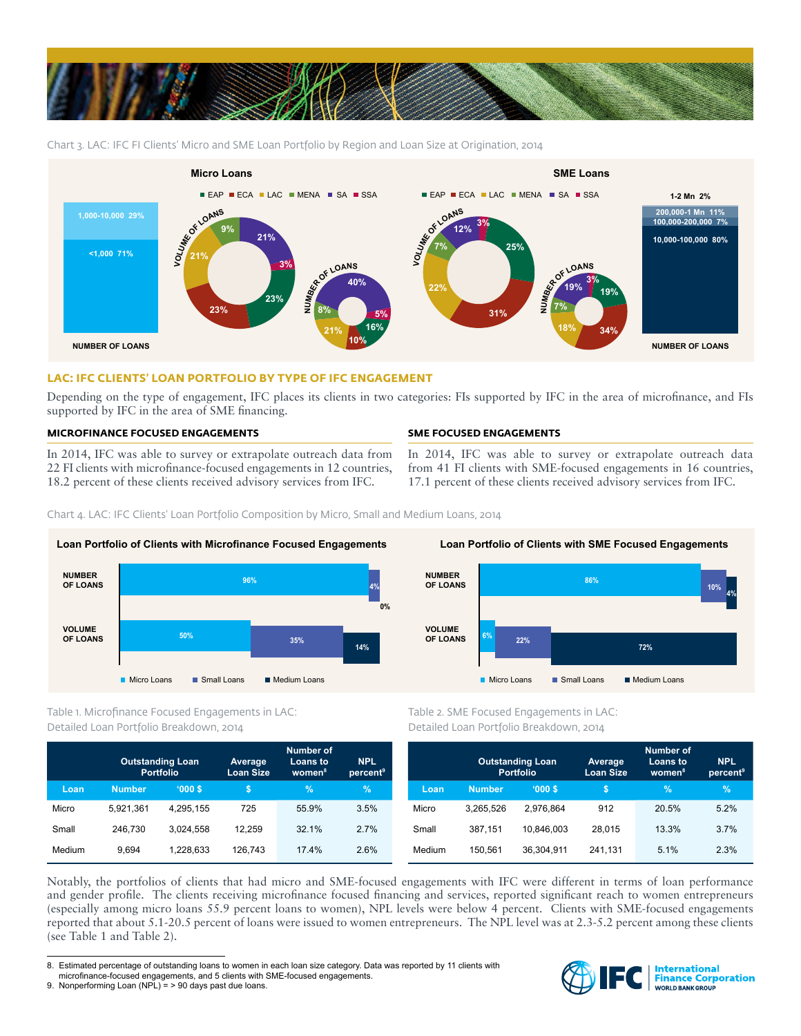Chart 3. LAC: IFC FI Clients' Micro and SME Loan Portfolio by Region and Loan Size at Origination, 2014

**Micro Loans**

EAP | ECA | LAC | MENA | SA | SSA

Number of loans: 1,000-10,000 29%; <1,000 71%

Volume of loans: 21%, 3%, 23%, 23%, 21%, 9%

Number of loans: 40%, 5%, 16%, 10%, 21%, 8%

**SME Loans**

EAP | ECA | LAC | MENA | SA | SSA

Volume of loans: 3%, 25%, 31%, 22%, 7%, 12%

Number of loans: 3%, 19%, 34%, 18%, 7%, 19%

Number of loans: 1-2 Mn 2%; 200,000-1 Mn 11%; 100,000-200,000 7%; 10,000-100,000 80%

## LAC: IFC CLIENTS' LOAN PORTFOLIO BY TYPE OF IFC ENGAGEMENT

Depending on the type of engagement, IFC places its clients in two categories: FIs supported by IFC in the area of microfinance, and FIs supported by IFC in the area of SME financing.

### MICROFINANCE FOCUSED ENGAGEMENTS

In 2014, IFC was able to survey or extrapolate outreach data from 22 FI clients with microfinance-focused engagements in 12 countries, 18.2 percent of these clients received advisory services from IFC.

### SME FOCUSED ENGAGEMENTS

In 2014, IFC was able to survey or extrapolate outreach data from 41 FI clients with SME-focused engagements in 16 countries, 17.1 percent of these clients received advisory services from IFC.

Chart 4. LAC: IFC Clients' Loan Portfolio Composition by Micro, Small and Medium Loans, 2014

**Loan Portfolio of Clients with Microfinance Focused Engagements**

| | Micro Loans | Small Loans | Medium Loans |
|---|---|---|---|
| Number of loans | 96% | 4% | 0% |
| Volume of loans | 50% | 35% | 14% |

**Loan Portfolio of Clients with SME Focused Engagements**

| | Micro Loans | Small Loans | Medium Loans |
|---|---|---|---|
| Number of loans | 86% | 10% | 4% |
| Volume of loans | 6% | 22% | 72% |

Table 1. Microfinance Focused Engagements in LAC: Detailed Loan Portfolio Breakdown, 2014

| | Outstanding Loan Portfolio | | Average Loan Size | Number of Loans to women[8] | NPL percent[9] |
|---|---|---|---|---|---|
| Loan | Number | '000 $ | $ | % | % |
| Micro | 5,921,361 | 4,295,155 | 725 | 55.9% | 3.5% |
| Small | 246,730 | 3,024,558 | 12,259 | 32.1% | 2.7% |
| Medium | 9,694 | 1,228,633 | 126,743 | 17.4% | 2.6% |

Table 2. SME Focused Engagements in LAC: Detailed Loan Portfolio Breakdown, 2014

| | Outstanding Loan Portfolio | | Average Loan Size | Number of Loans to women[8] | NPL percent[9] |
|---|---|---|---|---|---|
| Loan | Number | '000 $ | $ | % | % |
| Micro | 3,265,526 | 2,976,864 | 912 | 20.5% | 5.2% |
| Small | 387,151 | 10,846,003 | 28,015 | 13.3% | 3.7% |
| Medium | 150,561 | 36,304,911 | 241,131 | 5.1% | 2.3% |

Notably, the portfolios of clients that had micro and SME-focused engagements with IFC were different in terms of loan performance and gender profile. The clients receiving microfinance focused financing and services, reported significant reach to women entrepreneurs (especially among micro loans 55.9 percent loans to women), NPL levels were below 4 percent. Clients with SME-focused engagements reported that about 5.1-20.5 percent of loans were issued to women entrepreneurs. The NPL level was at 2.3-5.2 percent among these clients (see Table 1 and Table 2).

8. Estimated percentage of outstanding loans to women in each loan size category. Data was reported by 11 clients with microfinance-focused engagements, and 5 clients with SME-focused engagements.
9. Nonperforming Loan (NPL) = > 90 days past due loans.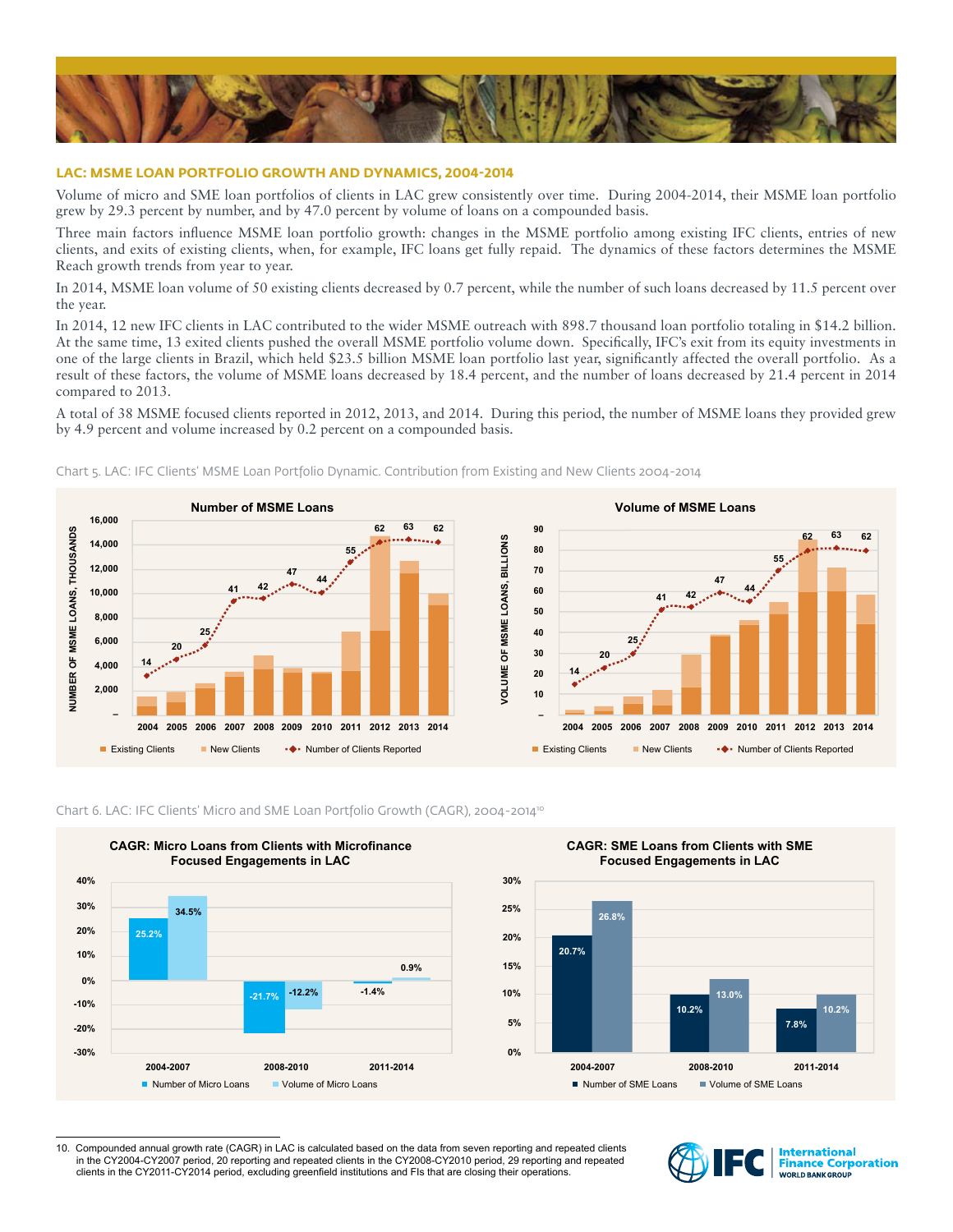## LAC: MSME LOAN PORTFOLIO GROWTH AND DYNAMICS, 2004-2014

Volume of micro and SME loan portfolios of clients in LAC grew consistently over time. During 2004-2014, their MSME loan portfolio grew by 29.3 percent by number, and by 47.0 percent by volume of loans on a compounded basis.

Three main factors influence MSME loan portfolio growth: changes in the MSME portfolio among existing IFC clients, entries of new clients, and exits of existing clients, when, for example, IFC loans get fully repaid. The dynamics of these factors determines the MSME Reach growth trends from year to year.

In 2014, MSME loan volume of 50 existing clients decreased by 0.7 percent, while the number of such loans decreased by 11.5 percent over the year.

In 2014, 12 new IFC clients in LAC contributed to the wider MSME outreach with 898.7 thousand loan portfolio totaling in $14.2 billion. At the same time, 13 exited clients pushed the overall MSME portfolio volume down. Specifically, IFC's exit from its equity investments in one of the large clients in Brazil, which held $23.5 billion MSME loan portfolio last year, significantly affected the overall portfolio. As a result of these factors, the volume of MSME loans decreased by 18.4 percent, and the number of loans decreased by 21.4 percent in 2014 compared to 2013.

A total of 38 MSME focused clients reported in 2012, 2013, and 2014. During this period, the number of MSME loans they provided grew by 4.9 percent and volume increased by 0.2 percent on a compounded basis.

Chart 5. LAC: IFC Clients' MSME Loan Portfolio Dynamic. Contribution from Existing and New Clients 2004-2014

**Number of MSME Loans** (Number of MSME Loans, Thousands)

| Year | 2004 | 2005 | 2006 | 2007 | 2008 | 2009 | 2010 | 2011 | 2012 | 2013 | 2014 |
|---|---|---|---|---|---|---|---|---|---|---|---|
| Number of Clients Reported | 14 | 20 | 25 | 41 | 42 | 47 | 44 | 55 | 62 | 63 | 62 |

**Volume of MSME Loans** (Volume of MSME Loans, Billions)

| Year | 2004 | 2005 | 2006 | 2007 | 2008 | 2009 | 2010 | 2011 | 2012 | 2013 | 2014 |
|---|---|---|---|---|---|---|---|---|---|---|---|
| Number of Clients Reported | 14 | 20 | 25 | 41 | 42 | 47 | 44 | 55 | 62 | 63 | 62 |

Legend: Existing Clients, New Clients, Number of Clients Reported

Chart 6. LAC: IFC Clients' Micro and SME Loan Portfolio Growth (CAGR), 2004-2014[10]

**CAGR: Micro Loans from Clients with Microfinance Focused Engagements in LAC**

| Period | Number of Micro Loans | Volume of Micro Loans |
|---|---|---|
| 2004-2007 | 25.2% | 34.5% |
| 2008-2010 | -21.7% | -12.2% |
| 2011-2014 | -1.4% | 0.9% |

**CAGR: SME Loans from Clients with SME Focused Engagements in LAC**

| Period | Number of SME Loans | Volume of SME Loans |
|---|---|---|
| 2004-2007 | 20.7% | 26.8% |
| 2008-2010 | 10.2% | 13.0% |
| 2011-2014 | 7.8% | 10.2% |

10. Compounded annual growth rate (CAGR) in LAC is calculated based on the data from seven reporting and repeated clients in the CY2004-CY2007 period, 20 reporting and repeated clients in the CY2008-CY2010 period, 29 reporting and repeated clients in the CY2011-CY2014 period, excluding greenfield institutions and FIs that are closing their operations.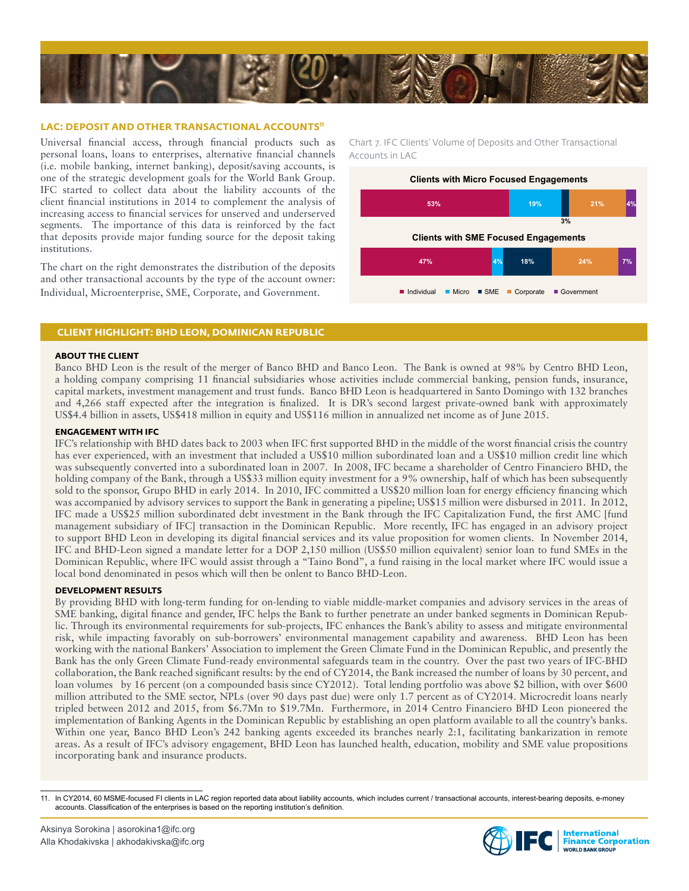## LAC: DEPOSIT AND OTHER TRANSACTIONAL ACCOUNTS[11]

Universal financial access, through financial products such as personal loans, loans to enterprises, alternative financial channels (i.e. mobile banking, internet banking), deposit/saving accounts, is one of the strategic development goals for the World Bank Group. IFC started to collect data about the liability accounts of the client financial institutions in 2014 to complement the analysis of increasing access to financial services for unserved and underserved segments. The importance of this data is reinforced by the fact that deposits provide major funding source for the deposit taking institutions.

The chart on the right demonstrates the distribution of the deposits and other transactional accounts by the type of the account owner: Individual, Microenterprise, SME, Corporate, and Government.

Chart 7. IFC Clients' Volume of Deposits and Other Transactional Accounts in LAC

Clients with Micro Focused Engagements

53%
19%
3%
21%
4%

Clients with SME Focused Engagements

47%
4%
18%
24%
7%

Individual
Micro
SME
Corporate
Government

## CLIENT HIGHLIGHT: BHD LEON, DOMINICAN REPUBLIC

### ABOUT THE CLIENT

Banco BHD Leon is the result of the merger of Banco BHD and Banco Leon. The Bank is owned at 98% by Centro BHD Leon, a holding company comprising 11 financial subsidiaries whose activities include commercial banking, pension funds, insurance, capital markets, investment management and trust funds. Banco BHD Leon is headquartered in Santo Domingo with 132 branches and 4,266 staff expected after the integration is finalized. It is DR's second largest private-owned bank with approximately US$4.4 billion in assets, US$418 million in equity and US$116 million in annualized net income as of June 2015.

### ENGAGEMENT WITH IFC

IFC's relationship with BHD dates back to 2003 when IFC first supported BHD in the middle of the worst financial crisis the country has ever experienced, with an investment that included a US$10 million subordinated loan and a US$10 million credit line which was subsequently converted into a subordinated loan in 2007. In 2008, IFC became a shareholder of Centro Financiero BHD, the holding company of the Bank, through a US$33 million equity investment for a 9% ownership, half of which has been subsequently sold to the sponsor, Grupo BHD in early 2014. In 2010, IFC committed a US$20 million loan for energy efficiency financing which was accompanied by advisory services to support the Bank in generating a pipeline; US$15 million were disbursed in 2011. In 2012, IFC made a US$25 million subordinated debt investment in the Bank through the IFC Capitalization Fund, the first AMC [fund management subsidiary of IFC] transaction in the Dominican Republic. More recently, IFC has engaged in an advisory project to support BHD Leon in developing its digital financial services and its value proposition for women clients. In November 2014, IFC and BHD-Leon signed a mandate letter for a DOP 2,150 million (US$50 million equivalent) senior loan to fund SMEs in the Dominican Republic, where IFC would assist through a "Taino Bond", a fund raising in the local market where IFC would issue a local bond denominated in pesos which will then be onlent to Banco BHD-Leon.

### DEVELOPMENT RESULTS

By providing BHD with long-term funding for on-lending to viable middle-market companies and advisory services in the areas of SME banking, digital finance and gender, IFC helps the Bank to further penetrate an under banked segments in Dominican Republic. Through its environmental requirements for sub-projects, IFC enhances the Bank's ability to assess and mitigate environmental risk, while impacting favorably on sub-borrowers' environmental management capability and awareness. BHD Leon has been working with the national Bankers' Association to implement the Green Climate Fund in the Dominican Republic, and presently the Bank has the only Green Climate Fund-ready environmental safeguards team in the country. Over the past two years of IFC-BHD collaboration, the Bank reached significant results: by the end of CY2014, the Bank increased the number of loans by 30 percent, and loan volumes by 16 percent (on a compounded basis since CY2012). Total lending portfolio was above $2 billion, with over $600 million attributed to the SME sector, NPLs (over 90 days past due) were only 1.7 percent as of CY2014. Microcredit loans nearly tripled between 2012 and 2015, from $6.7Mn to $19.7Mn. Furthermore, in 2014 Centro Financiero BHD Leon pioneered the implementation of Banking Agents in the Dominican Republic by establishing an open platform available to all the country's banks. Within one year, Banco BHD Leon's 242 banking agents exceeded its branches nearly 2:1, facilitating bankarization in remote areas. As a result of IFC's advisory engagement, BHD Leon has launched health, education, mobility and SME value propositions incorporating bank and insurance products.

---

11. In CY2014, 60 MSME-focused FI clients in LAC region reported data about liability accounts, which includes current / transactional accounts, interest-bearing deposits, e-money accounts. Classification of the enterprises is based on the reporting institution's definition.

Aksinya Sorokina | asorokina1@ifc.org
Alla Khodakivska | akhodakivska@ifc.org